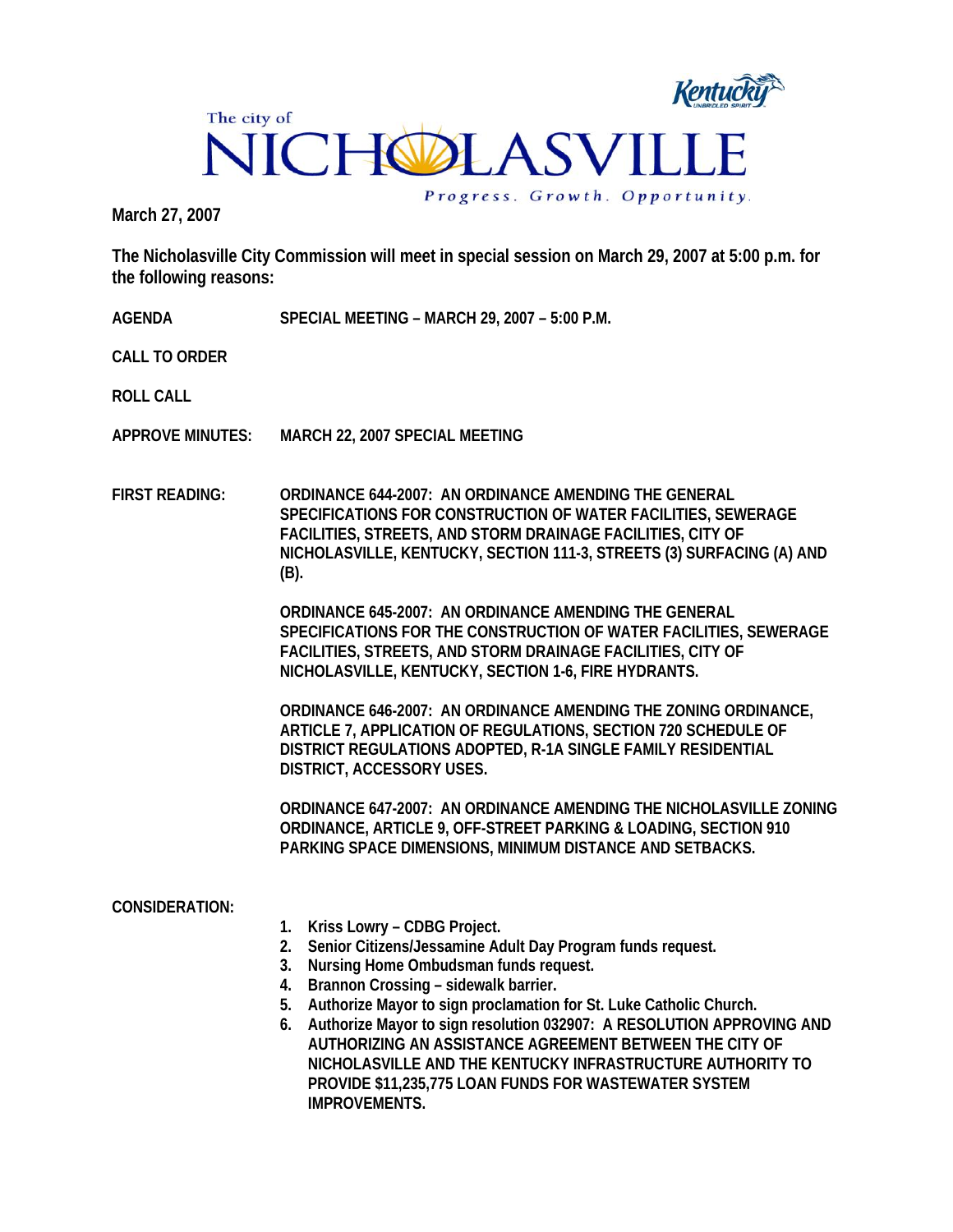The city of

# NICHOLASVILLE

Kentucky UNBRIDLED SPIRIT

Progress. Growth. Opportunity.

**March 27, 2007**

**The Nicholasville City Commission will meet in special session on March 29, 2007 at 5:00 p.m. for the following reasons:**

**AGENDA** **SPECIAL MEETING – MARCH 29, 2007 – 5:00 P.M.**

**CALL TO ORDER**

**ROLL CALL**

**APPROVE MINUTES:** **MARCH 22, 2007 SPECIAL MEETING**

**FIRST READING:** **ORDINANCE 644-2007: AN ORDINANCE AMENDING THE GENERAL SPECIFICATIONS FOR CONSTRUCTION OF WATER FACILITIES, SEWERAGE FACILITIES, STREETS, AND STORM DRAINAGE FACILITIES, CITY OF NICHOLASVILLE, KENTUCKY, SECTION 111-3, STREETS (3) SURFACING (A) AND (B).**

**ORDINANCE 645-2007: AN ORDINANCE AMENDING THE GENERAL SPECIFICATIONS FOR THE CONSTRUCTION OF WATER FACILITIES, SEWERAGE FACILITIES, STREETS, AND STORM DRAINAGE FACILITIES, CITY OF NICHOLASVILLE, KENTUCKY, SECTION 1-6, FIRE HYDRANTS.**

**ORDINANCE 646-2007: AN ORDINANCE AMENDING THE ZONING ORDINANCE, ARTICLE 7, APPLICATION OF REGULATIONS, SECTION 720 SCHEDULE OF DISTRICT REGULATIONS ADOPTED, R-1A SINGLE FAMILY RESIDENTIAL DISTRICT, ACCESSORY USES.**

**ORDINANCE 647-2007: AN ORDINANCE AMENDING THE NICHOLASVILLE ZONING ORDINANCE, ARTICLE 9, OFF-STREET PARKING & LOADING, SECTION 910 PARKING SPACE DIMENSIONS, MINIMUM DISTANCE AND SETBACKS.**

**CONSIDERATION:**

1. **Kriss Lowry – CDBG Project.**
2. **Senior Citizens/Jessamine Adult Day Program funds request.**
3. **Nursing Home Ombudsman funds request.**
4. **Brannon Crossing – sidewalk barrier.**
5. **Authorize Mayor to sign proclamation for St. Luke Catholic Church.**
6. **Authorize Mayor to sign resolution 032907: A RESOLUTION APPROVING AND AUTHORIZING AN ASSISTANCE AGREEMENT BETWEEN THE CITY OF NICHOLASVILLE AND THE KENTUCKY INFRASTRUCTURE AUTHORITY TO PROVIDE $11,235,775 LOAN FUNDS FOR WASTEWATER SYSTEM IMPROVEMENTS.**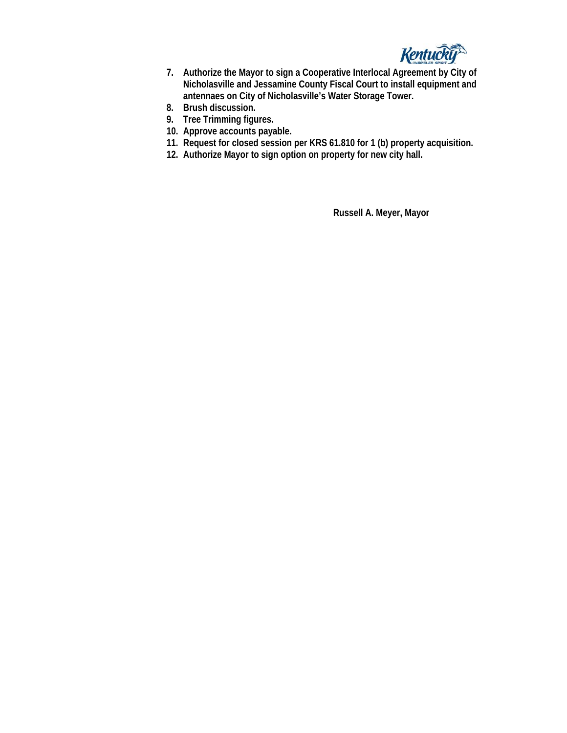7. **Authorize the Mayor to sign a Cooperative Interlocal Agreement by City of Nicholasville and Jessamine County Fiscal Court to install equipment and antennaes on City of Nicholasville's Water Storage Tower.**
8. **Brush discussion.**
9. **Tree Trimming figures.**
10. **Approve accounts payable.**
11. **Request for closed session per KRS 61.810 for 1 (b) property acquisition.**
12. **Authorize Mayor to sign option on property for new city hall.**

\_\_\_\_\_\_\_\_\_\_\_\_\_\_\_\_\_\_\_\_\_\_\_\_\_\_\_\_\_\_\_\_\_\_\_\_

**Russell A. Meyer, Mayor**